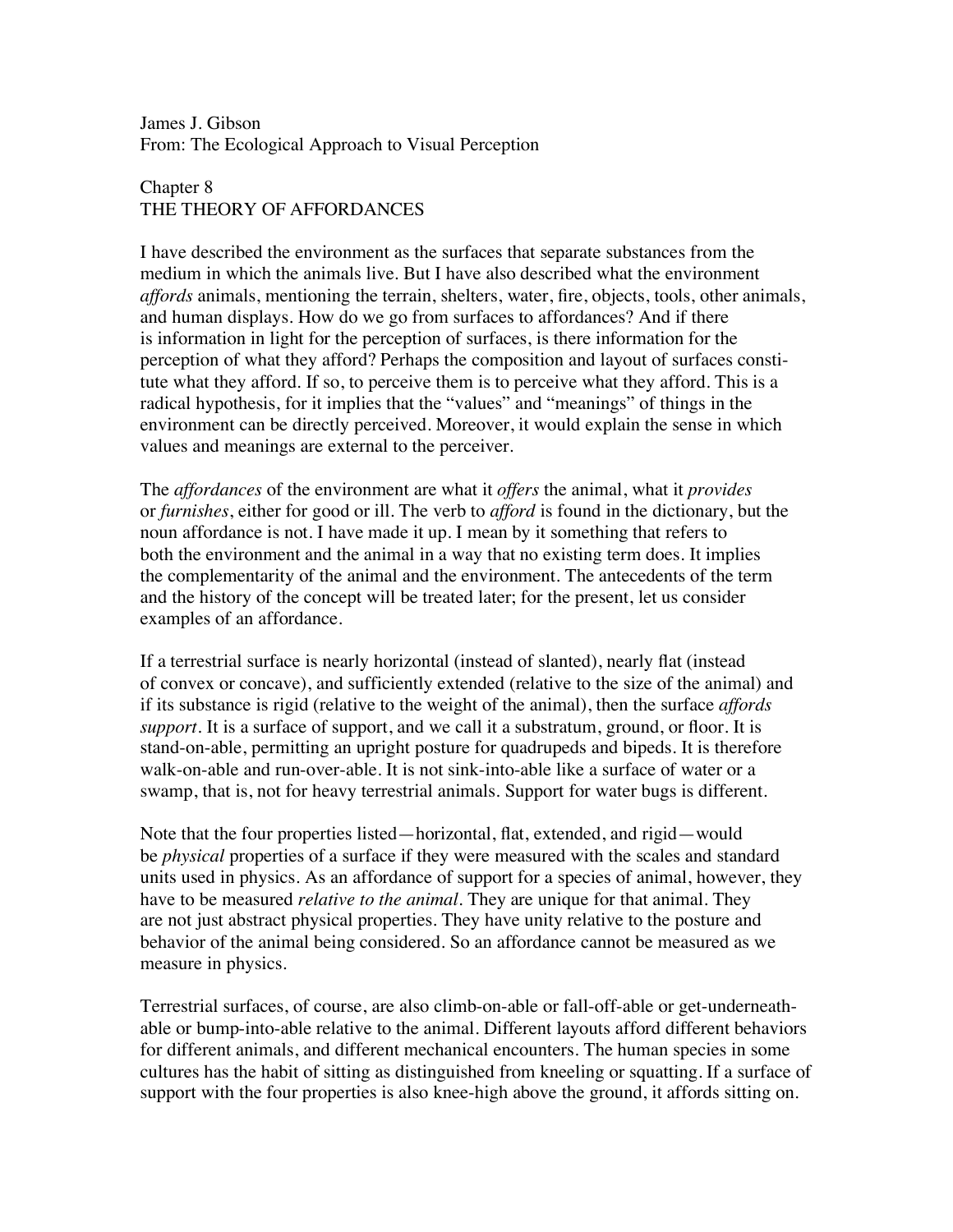James J. Gibson
From: The Ecological Approach to Visual Perception

# Chapter 8
# THE THEORY OF AFFORDANCES

I have described the environment as the surfaces that separate substances from the medium in which the animals live. But I have also described what the environment *affords* animals, mentioning the terrain, shelters, water, fire, objects, tools, other animals, and human displays. How do we go from surfaces to affordances? And if there is information in light for the perception of surfaces, is there information for the perception of what they afford? Perhaps the composition and layout of surfaces constitute what they afford. If so, to perceive them is to perceive what they afford. This is a radical hypothesis, for it implies that the "values" and "meanings" of things in the environment can be directly perceived. Moreover, it would explain the sense in which values and meanings are external to the perceiver.

The *affordances* of the environment are what it *offers* the animal, what it *provides* or *furnishes*, either for good or ill. The verb to *afford* is found in the dictionary, but the noun affordance is not. I have made it up. I mean by it something that refers to both the environment and the animal in a way that no existing term does. It implies the complementarity of the animal and the environment. The antecedents of the term and the history of the concept will be treated later; for the present, let us consider examples of an affordance.

If a terrestrial surface is nearly horizontal (instead of slanted), nearly flat (instead of convex or concave), and sufficiently extended (relative to the size of the animal) and if its substance is rigid (relative to the weight of the animal), then the surface *affords support*. It is a surface of support, and we call it a substratum, ground, or floor. It is stand-on-able, permitting an upright posture for quadrupeds and bipeds. It is therefore walk-on-able and run-over-able. It is not sink-into-able like a surface of water or a swamp, that is, not for heavy terrestrial animals. Support for water bugs is different.

Note that the four properties listed—horizontal, flat, extended, and rigid—would be *physical* properties of a surface if they were measured with the scales and standard units used in physics. As an affordance of support for a species of animal, however, they have to be measured *relative to the animal*. They are unique for that animal. They are not just abstract physical properties. They have unity relative to the posture and behavior of the animal being considered. So an affordance cannot be measured as we measure in physics.

Terrestrial surfaces, of course, are also climb-on-able or fall-off-able or get-underneath-able or bump-into-able relative to the animal. Different layouts afford different behaviors for different animals, and different mechanical encounters. The human species in some cultures has the habit of sitting as distinguished from kneeling or squatting. If a surface of support with the four properties is also knee-high above the ground, it affords sitting on.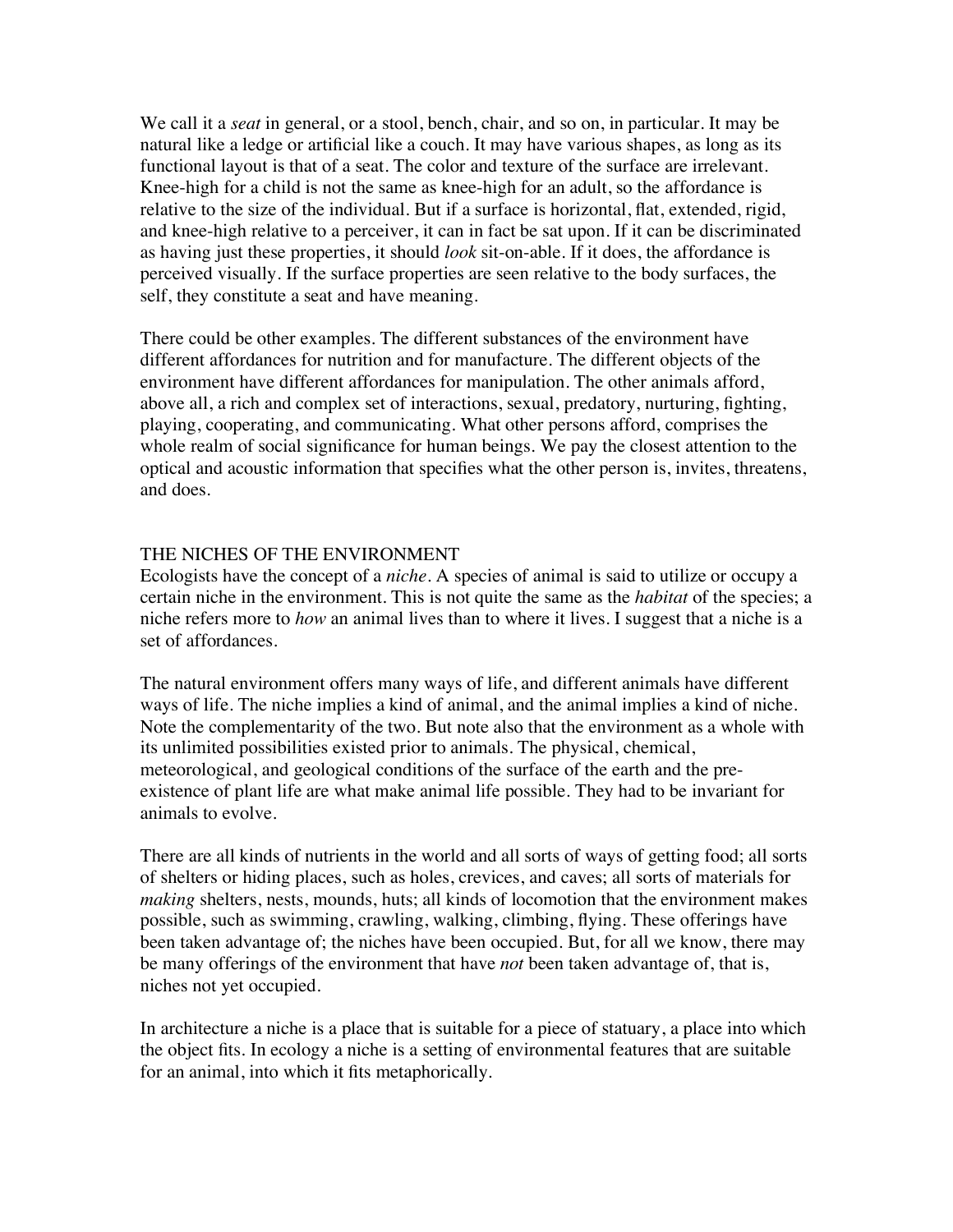We call it a *seat* in general, or a stool, bench, chair, and so on, in particular. It may be natural like a ledge or artificial like a couch. It may have various shapes, as long as its functional layout is that of a seat. The color and texture of the surface are irrelevant. Knee-high for a child is not the same as knee-high for an adult, so the affordance is relative to the size of the individual. But if a surface is horizontal, flat, extended, rigid, and knee-high relative to a perceiver, it can in fact be sat upon. If it can be discriminated as having just these properties, it should *look* sit-on-able. If it does, the affordance is perceived visually. If the surface properties are seen relative to the body surfaces, the self, they constitute a seat and have meaning.

There could be other examples. The different substances of the environment have different affordances for nutrition and for manufacture. The different objects of the environment have different affordances for manipulation. The other animals afford, above all, a rich and complex set of interactions, sexual, predatory, nurturing, fighting, playing, cooperating, and communicating. What other persons afford, comprises the whole realm of social significance for human beings. We pay the closest attention to the optical and acoustic information that specifies what the other person is, invites, threatens, and does.

## THE NICHES OF THE ENVIRONMENT

Ecologists have the concept of a *niche*. A species of animal is said to utilize or occupy a certain niche in the environment. This is not quite the same as the *habitat* of the species; a niche refers more to *how* an animal lives than to where it lives. I suggest that a niche is a set of affordances.

The natural environment offers many ways of life, and different animals have different ways of life. The niche implies a kind of animal, and the animal implies a kind of niche. Note the complementarity of the two. But note also that the environment as a whole with its unlimited possibilities existed prior to animals. The physical, chemical, meteorological, and geological conditions of the surface of the earth and the pre-existence of plant life are what make animal life possible. They had to be invariant for animals to evolve.

There are all kinds of nutrients in the world and all sorts of ways of getting food; all sorts of shelters or hiding places, such as holes, crevices, and caves; all sorts of materials for *making* shelters, nests, mounds, huts; all kinds of locomotion that the environment makes possible, such as swimming, crawling, walking, climbing, flying. These offerings have been taken advantage of; the niches have been occupied. But, for all we know, there may be many offerings of the environment that have *not* been taken advantage of, that is, niches not yet occupied.

In architecture a niche is a place that is suitable for a piece of statuary, a place into which the object fits. In ecology a niche is a setting of environmental features that are suitable for an animal, into which it fits metaphorically.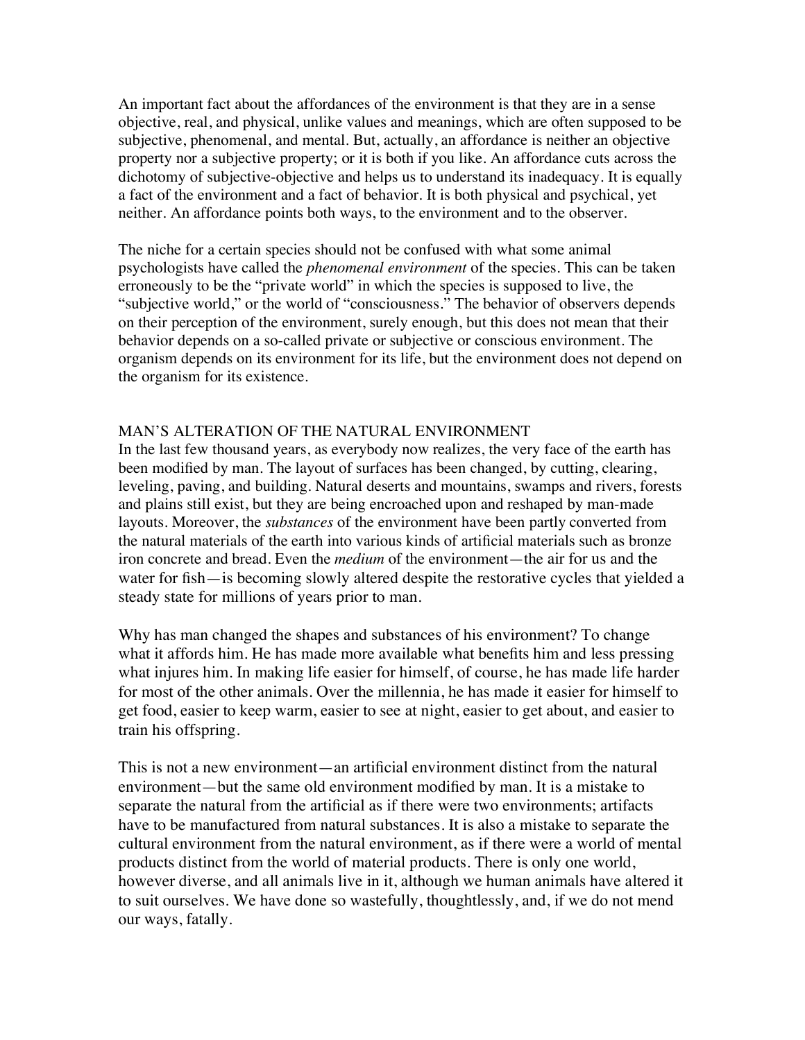An important fact about the affordances of the environment is that they are in a sense objective, real, and physical, unlike values and meanings, which are often supposed to be subjective, phenomenal, and mental. But, actually, an affordance is neither an objective property nor a subjective property; or it is both if you like. An affordance cuts across the dichotomy of subjective-objective and helps us to understand its inadequacy. It is equally a fact of the environment and a fact of behavior. It is both physical and psychical, yet neither. An affordance points both ways, to the environment and to the observer.

The niche for a certain species should not be confused with what some animal psychologists have called the *phenomenal environment* of the species. This can be taken erroneously to be the "private world" in which the species is supposed to live, the "subjective world," or the world of "consciousness." The behavior of observers depends on their perception of the environment, surely enough, but this does not mean that their behavior depends on a so-called private or subjective or conscious environment. The organism depends on its environment for its life, but the environment does not depend on the organism for its existence.

## MAN'S ALTERATION OF THE NATURAL ENVIRONMENT

In the last few thousand years, as everybody now realizes, the very face of the earth has been modified by man. The layout of surfaces has been changed, by cutting, clearing, leveling, paving, and building. Natural deserts and mountains, swamps and rivers, forests and plains still exist, but they are being encroached upon and reshaped by man-made layouts. Moreover, the *substances* of the environment have been partly converted from the natural materials of the earth into various kinds of artificial materials such as bronze iron concrete and bread. Even the *medium* of the environment—the air for us and the water for fish—is becoming slowly altered despite the restorative cycles that yielded a steady state for millions of years prior to man.

Why has man changed the shapes and substances of his environment? To change what it affords him. He has made more available what benefits him and less pressing what injures him. In making life easier for himself, of course, he has made life harder for most of the other animals. Over the millennia, he has made it easier for himself to get food, easier to keep warm, easier to see at night, easier to get about, and easier to train his offspring.

This is not a new environment—an artificial environment distinct from the natural environment—but the same old environment modified by man. It is a mistake to separate the natural from the artificial as if there were two environments; artifacts have to be manufactured from natural substances. It is also a mistake to separate the cultural environment from the natural environment, as if there were a world of mental products distinct from the world of material products. There is only one world, however diverse, and all animals live in it, although we human animals have altered it to suit ourselves. We have done so wastefully, thoughtlessly, and, if we do not mend our ways, fatally.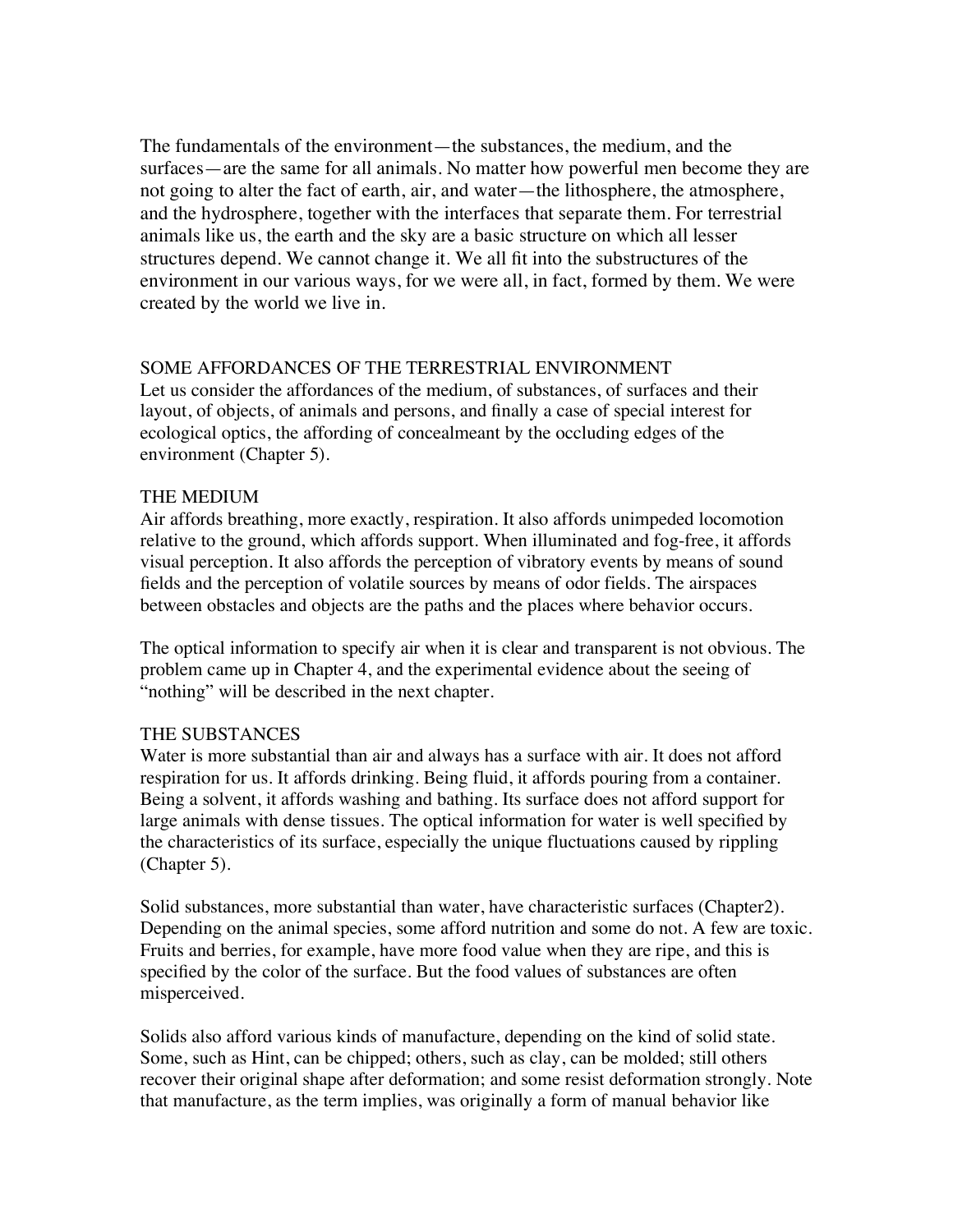The fundamentals of the environment—the substances, the medium, and the surfaces—are the same for all animals. No matter how powerful men become they are not going to alter the fact of earth, air, and water—the lithosphere, the atmosphere, and the hydrosphere, together with the interfaces that separate them. For terrestrial animals like us, the earth and the sky are a basic structure on which all lesser structures depend. We cannot change it. We all fit into the substructures of the environment in our various ways, for we were all, in fact, formed by them. We were created by the world we live in.

## SOME AFFORDANCES OF THE TERRESTRIAL ENVIRONMENT

Let us consider the affordances of the medium, of substances, of surfaces and their layout, of objects, of animals and persons, and finally a case of special interest for ecological optics, the affording of concealmeant by the occluding edges of the environment (Chapter 5).

### THE MEDIUM

Air affords breathing, more exactly, respiration. It also affords unimpeded locomotion relative to the ground, which affords support. When illuminated and fog-free, it affords visual perception. It also affords the perception of vibratory events by means of sound fields and the perception of volatile sources by means of odor fields. The airspaces between obstacles and objects are the paths and the places where behavior occurs.

The optical information to specify air when it is clear and transparent is not obvious. The problem came up in Chapter 4, and the experimental evidence about the seeing of "nothing" will be described in the next chapter.

### THE SUBSTANCES

Water is more substantial than air and always has a surface with air. It does not afford respiration for us. It affords drinking. Being fluid, it affords pouring from a container. Being a solvent, it affords washing and bathing. Its surface does not afford support for large animals with dense tissues. The optical information for water is well specified by the characteristics of its surface, especially the unique fluctuations caused by rippling (Chapter 5).

Solid substances, more substantial than water, have characteristic surfaces (Chapter2). Depending on the animal species, some afford nutrition and some do not. A few are toxic. Fruits and berries, for example, have more food value when they are ripe, and this is specified by the color of the surface. But the food values of substances are often misperceived.

Solids also afford various kinds of manufacture, depending on the kind of solid state. Some, such as Hint, can be chipped; others, such as clay, can be molded; still others recover their original shape after deformation; and some resist deformation strongly. Note that manufacture, as the term implies, was originally a form of manual behavior like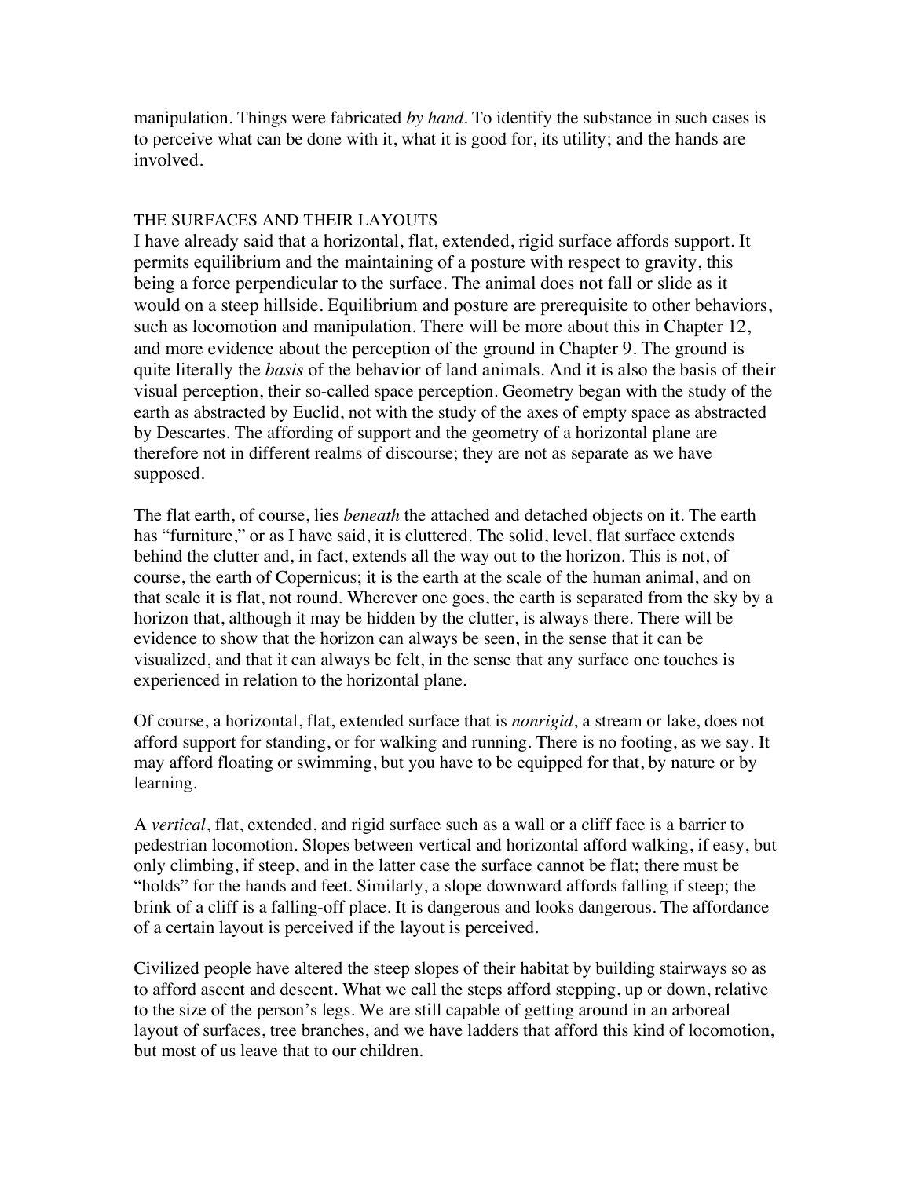manipulation. Things were fabricated *by hand*. To identify the substance in such cases is to perceive what can be done with it, what it is good for, its utility; and the hands are involved.

## THE SURFACES AND THEIR LAYOUTS

I have already said that a horizontal, flat, extended, rigid surface affords support. It permits equilibrium and the maintaining of a posture with respect to gravity, this being a force perpendicular to the surface. The animal does not fall or slide as it would on a steep hillside. Equilibrium and posture are prerequisite to other behaviors, such as locomotion and manipulation. There will be more about this in Chapter 12, and more evidence about the perception of the ground in Chapter 9. The ground is quite literally the *basis* of the behavior of land animals. And it is also the basis of their visual perception, their so-called space perception. Geometry began with the study of the earth as abstracted by Euclid, not with the study of the axes of empty space as abstracted by Descartes. The affording of support and the geometry of a horizontal plane are therefore not in different realms of discourse; they are not as separate as we have supposed.

The flat earth, of course, lies *beneath* the attached and detached objects on it. The earth has "furniture," or as I have said, it is cluttered. The solid, level, flat surface extends behind the clutter and, in fact, extends all the way out to the horizon. This is not, of course, the earth of Copernicus; it is the earth at the scale of the human animal, and on that scale it is flat, not round. Wherever one goes, the earth is separated from the sky by a horizon that, although it may be hidden by the clutter, is always there. There will be evidence to show that the horizon can always be seen, in the sense that it can be visualized, and that it can always be felt, in the sense that any surface one touches is experienced in relation to the horizontal plane.

Of course, a horizontal, flat, extended surface that is *nonrigid*, a stream or lake, does not afford support for standing, or for walking and running. There is no footing, as we say. It may afford floating or swimming, but you have to be equipped for that, by nature or by learning.

A *vertical*, flat, extended, and rigid surface such as a wall or a cliff face is a barrier to pedestrian locomotion. Slopes between vertical and horizontal afford walking, if easy, but only climbing, if steep, and in the latter case the surface cannot be flat; there must be "holds" for the hands and feet. Similarly, a slope downward affords falling if steep; the brink of a cliff is a falling-off place. It is dangerous and looks dangerous. The affordance of a certain layout is perceived if the layout is perceived.

Civilized people have altered the steep slopes of their habitat by building stairways so as to afford ascent and descent. What we call the steps afford stepping, up or down, relative to the size of the person's legs. We are still capable of getting around in an arboreal layout of surfaces, tree branches, and we have ladders that afford this kind of locomotion, but most of us leave that to our children.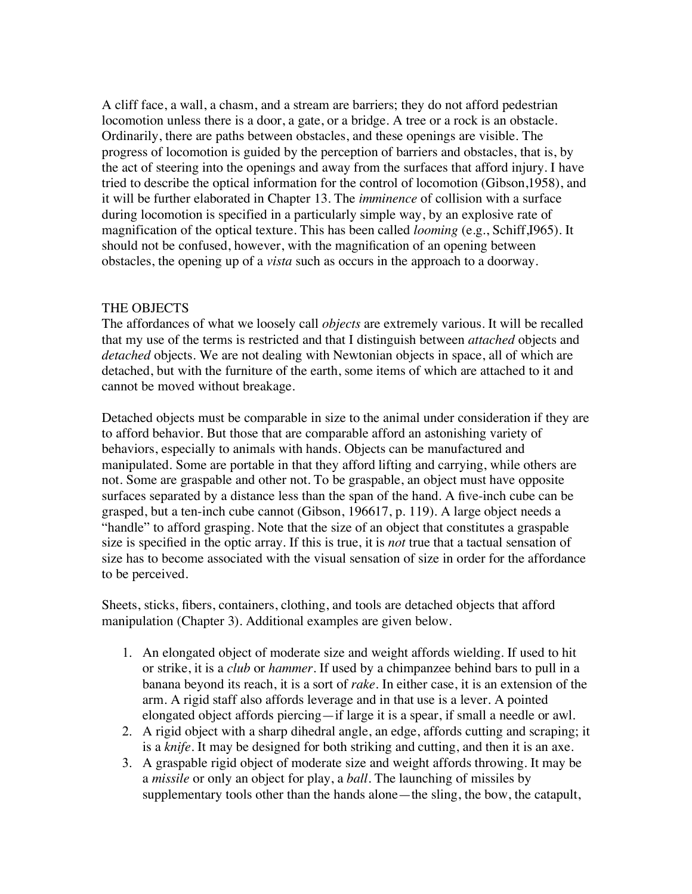A cliff face, a wall, a chasm, and a stream are barriers; they do not afford pedestrian locomotion unless there is a door, a gate, or a bridge. A tree or a rock is an obstacle. Ordinarily, there are paths between obstacles, and these openings are visible. The progress of locomotion is guided by the perception of barriers and obstacles, that is, by the act of steering into the openings and away from the surfaces that afford injury. I have tried to describe the optical information for the control of locomotion (Gibson,1958), and it will be further elaborated in Chapter 13. The *imminence* of collision with a surface during locomotion is specified in a particularly simple way, by an explosive rate of magnification of the optical texture. This has been called *looming* (e.g., Schiff,I965). It should not be confused, however, with the magnification of an opening between obstacles, the opening up of a *vista* such as occurs in the approach to a doorway.

## THE OBJECTS

The affordances of what we loosely call *objects* are extremely various. It will be recalled that my use of the terms is restricted and that I distinguish between *attached* objects and *detached* objects. We are not dealing with Newtonian objects in space, all of which are detached, but with the furniture of the earth, some items of which are attached to it and cannot be moved without breakage.

Detached objects must be comparable in size to the animal under consideration if they are to afford behavior. But those that are comparable afford an astonishing variety of behaviors, especially to animals with hands. Objects can be manufactured and manipulated. Some are portable in that they afford lifting and carrying, while others are not. Some are graspable and other not. To be graspable, an object must have opposite surfaces separated by a distance less than the span of the hand. A five-inch cube can be grasped, but a ten-inch cube cannot (Gibson, 196617, p. 119). A large object needs a "handle" to afford grasping. Note that the size of an object that constitutes a graspable size is specified in the optic array. If this is true, it is *not* true that a tactual sensation of size has to become associated with the visual sensation of size in order for the affordance to be perceived.

Sheets, sticks, fibers, containers, clothing, and tools are detached objects that afford manipulation (Chapter 3). Additional examples are given below.

1. An elongated object of moderate size and weight affords wielding. If used to hit or strike, it is a *club* or *hammer*. If used by a chimpanzee behind bars to pull in a banana beyond its reach, it is a sort of *rake*. In either case, it is an extension of the arm. A rigid staff also affords leverage and in that use is a lever. A pointed elongated object affords piercing—if large it is a spear, if small a needle or awl.
2. A rigid object with a sharp dihedral angle, an edge, affords cutting and scraping; it is a *knife*. It may be designed for both striking and cutting, and then it is an axe.
3. A graspable rigid object of moderate size and weight affords throwing. It may be a *missile* or only an object for play, a *ball*. The launching of missiles by supplementary tools other than the hands alone—the sling, the bow, the catapult,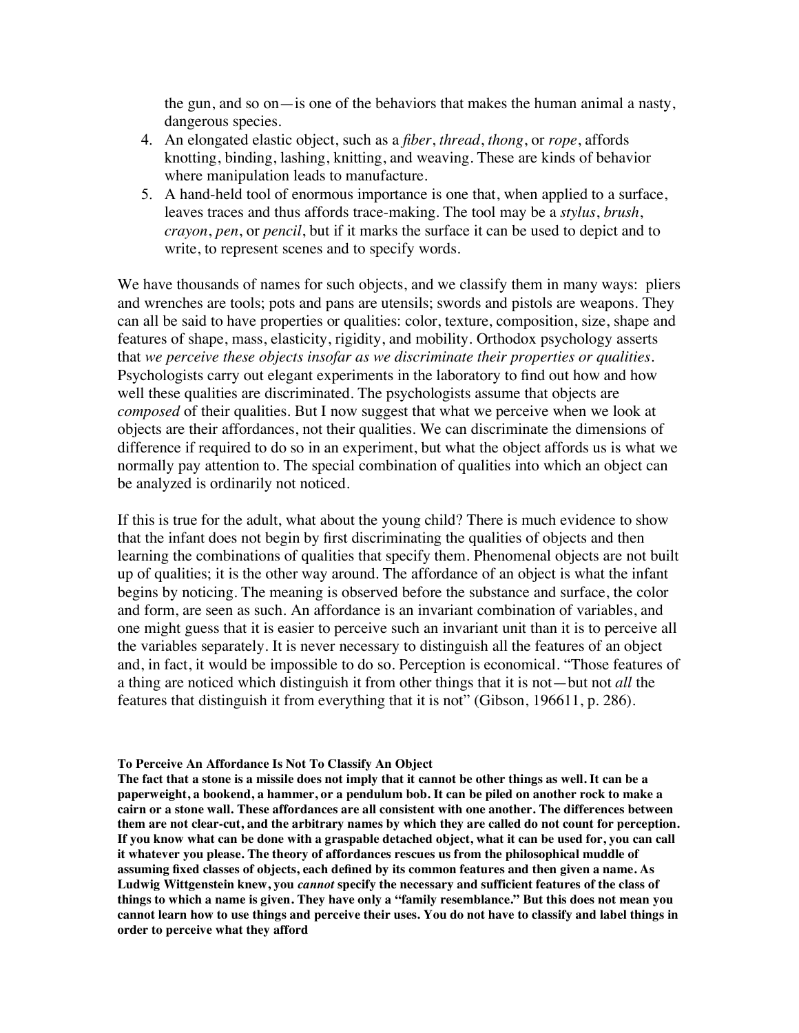the gun, and so on—is one of the behaviors that makes the human animal a nasty, dangerous species.

4. An elongated elastic object, such as a *fiber*, *thread*, *thong*, or *rope*, affords knotting, binding, lashing, knitting, and weaving. These are kinds of behavior where manipulation leads to manufacture.
5. A hand-held tool of enormous importance is one that, when applied to a surface, leaves traces and thus affords trace-making. The tool may be a *stylus*, *brush*, *crayon*, *pen*, or *pencil*, but if it marks the surface it can be used to depict and to write, to represent scenes and to specify words.

We have thousands of names for such objects, and we classify them in many ways: pliers and wrenches are tools; pots and pans are utensils; swords and pistols are weapons. They can all be said to have properties or qualities: color, texture, composition, size, shape and features of shape, mass, elasticity, rigidity, and mobility. Orthodox psychology asserts that *we perceive these objects insofar as we discriminate their properties or qualities*. Psychologists carry out elegant experiments in the laboratory to find out how and how well these qualities are discriminated. The psychologists assume that objects are *composed* of their qualities. But I now suggest that what we perceive when we look at objects are their affordances, not their qualities. We can discriminate the dimensions of difference if required to do so in an experiment, but what the object affords us is what we normally pay attention to. The special combination of qualities into which an object can be analyzed is ordinarily not noticed.

If this is true for the adult, what about the young child? There is much evidence to show that the infant does not begin by first discriminating the qualities of objects and then learning the combinations of qualities that specify them. Phenomenal objects are not built up of qualities; it is the other way around. The affordance of an object is what the infant begins by noticing. The meaning is observed before the substance and surface, the color and form, are seen as such. An affordance is an invariant combination of variables, and one might guess that it is easier to perceive such an invariant unit than it is to perceive all the variables separately. It is never necessary to distinguish all the features of an object and, in fact, it would be impossible to do so. Perception is economical. "Those features of a thing are noticed which distinguish it from other things that it is not—but not *all* the features that distinguish it from everything that it is not" (Gibson, 196611, p. 286).

**To Perceive An Affordance Is Not To Classify An Object**

**The fact that a stone is a missile does not imply that it cannot be other things as well. It can be a paperweight, a bookend, a hammer, or a pendulum bob. It can be piled on another rock to make a cairn or a stone wall. These affordances are all consistent with one another. The differences between them are not clear-cut, and the arbitrary names by which they are called do not count for perception. If you know what can be done with a graspable detached object, what it can be used for, you can call it whatever you please. The theory of affordances rescues us from the philosophical muddle of assuming fixed classes of objects, each defined by its common features and then given a name. As Ludwig Wittgenstein knew, you *cannot* specify the necessary and sufficient features of the class of things to which a name is given. They have only a "family resemblance." But this does not mean you cannot learn how to use things and perceive their uses. You do not have to classify and label things in order to perceive what they afford**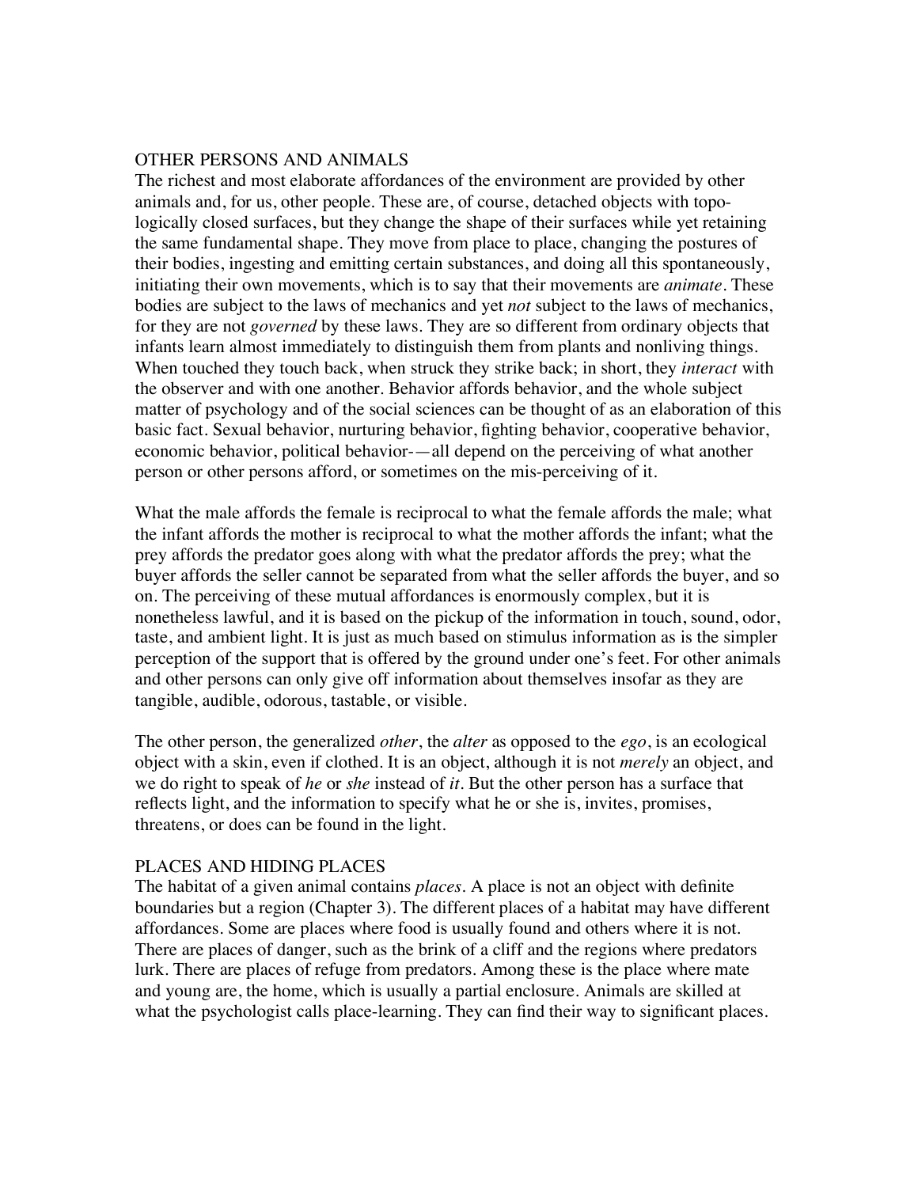## OTHER PERSONS AND ANIMALS

The richest and most elaborate affordances of the environment are provided by other animals and, for us, other people. These are, of course, detached objects with topologically closed surfaces, but they change the shape of their surfaces while yet retaining the same fundamental shape. They move from place to place, changing the postures of their bodies, ingesting and emitting certain substances, and doing all this spontaneously, initiating their own movements, which is to say that their movements are *animate*. These bodies are subject to the laws of mechanics and yet *not* subject to the laws of mechanics, for they are not *governed* by these laws. They are so different from ordinary objects that infants learn almost immediately to distinguish them from plants and nonliving things. When touched they touch back, when struck they strike back; in short, they *interact* with the observer and with one another. Behavior affords behavior, and the whole subject matter of psychology and of the social sciences can be thought of as an elaboration of this basic fact. Sexual behavior, nurturing behavior, fighting behavior, cooperative behavior, economic behavior, political behavior-—all depend on the perceiving of what another person or other persons afford, or sometimes on the mis-perceiving of it.

What the male affords the female is reciprocal to what the female affords the male; what the infant affords the mother is reciprocal to what the mother affords the infant; what the prey affords the predator goes along with what the predator affords the prey; what the buyer affords the seller cannot be separated from what the seller affords the buyer, and so on. The perceiving of these mutual affordances is enormously complex, but it is nonetheless lawful, and it is based on the pickup of the information in touch, sound, odor, taste, and ambient light. It is just as much based on stimulus information as is the simpler perception of the support that is offered by the ground under one's feet. For other animals and other persons can only give off information about themselves insofar as they are tangible, audible, odorous, tastable, or visible.

The other person, the generalized *other*, the *alter* as opposed to the *ego*, is an ecological object with a skin, even if clothed. It is an object, although it is not *merely* an object, and we do right to speak of *he* or *she* instead of *it*. But the other person has a surface that reflects light, and the information to specify what he or she is, invites, promises, threatens, or does can be found in the light.

## PLACES AND HIDING PLACES

The habitat of a given animal contains *places*. A place is not an object with definite boundaries but a region (Chapter 3). The different places of a habitat may have different affordances. Some are places where food is usually found and others where it is not. There are places of danger, such as the brink of a cliff and the regions where predators lurk. There are places of refuge from predators. Among these is the place where mate and young are, the home, which is usually a partial enclosure. Animals are skilled at what the psychologist calls place-learning. They can find their way to significant places.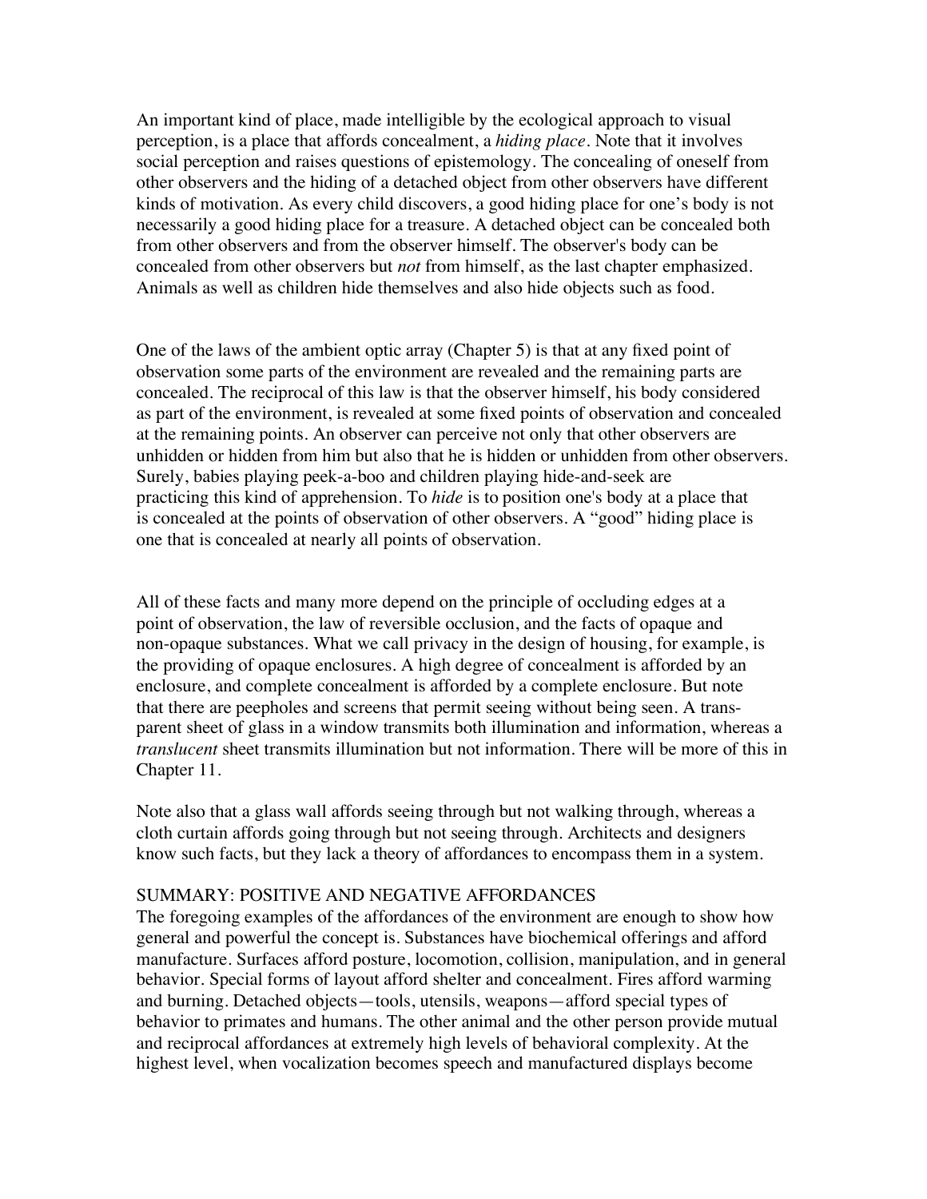An important kind of place, made intelligible by the ecological approach to visual perception, is a place that affords concealment, a *hiding place*. Note that it involves social perception and raises questions of epistemology. The concealing of oneself from other observers and the hiding of a detached object from other observers have different kinds of motivation. As every child discovers, a good hiding place for one's body is not necessarily a good hiding place for a treasure. A detached object can be concealed both from other observers and from the observer himself. The observer's body can be concealed from other observers but *not* from himself, as the last chapter emphasized. Animals as well as children hide themselves and also hide objects such as food.

One of the laws of the ambient optic array (Chapter 5) is that at any fixed point of observation some parts of the environment are revealed and the remaining parts are concealed. The reciprocal of this law is that the observer himself, his body considered as part of the environment, is revealed at some fixed points of observation and concealed at the remaining points. An observer can perceive not only that other observers are unhidden or hidden from him but also that he is hidden or unhidden from other observers. Surely, babies playing peek-a-boo and children playing hide-and-seek are practicing this kind of apprehension. To *hide* is to position one's body at a place that is concealed at the points of observation of other observers. A "good" hiding place is one that is concealed at nearly all points of observation.

All of these facts and many more depend on the principle of occluding edges at a point of observation, the law of reversible occlusion, and the facts of opaque and non-opaque substances. What we call privacy in the design of housing, for example, is the providing of opaque enclosures. A high degree of concealment is afforded by an enclosure, and complete concealment is afforded by a complete enclosure. But note that there are peepholes and screens that permit seeing without being seen. A transparent sheet of glass in a window transmits both illumination and information, whereas a *translucent* sheet transmits illumination but not information. There will be more of this in Chapter 11.

Note also that a glass wall affords seeing through but not walking through, whereas a cloth curtain affords going through but not seeing through. Architects and designers know such facts, but they lack a theory of affordances to encompass them in a system.

## SUMMARY: POSITIVE AND NEGATIVE AFFORDANCES

The foregoing examples of the affordances of the environment are enough to show how general and powerful the concept is. Substances have biochemical offerings and afford manufacture. Surfaces afford posture, locomotion, collision, manipulation, and in general behavior. Special forms of layout afford shelter and concealment. Fires afford warming and burning. Detached objects—tools, utensils, weapons—afford special types of behavior to primates and humans. The other animal and the other person provide mutual and reciprocal affordances at extremely high levels of behavioral complexity. At the highest level, when vocalization becomes speech and manufactured displays become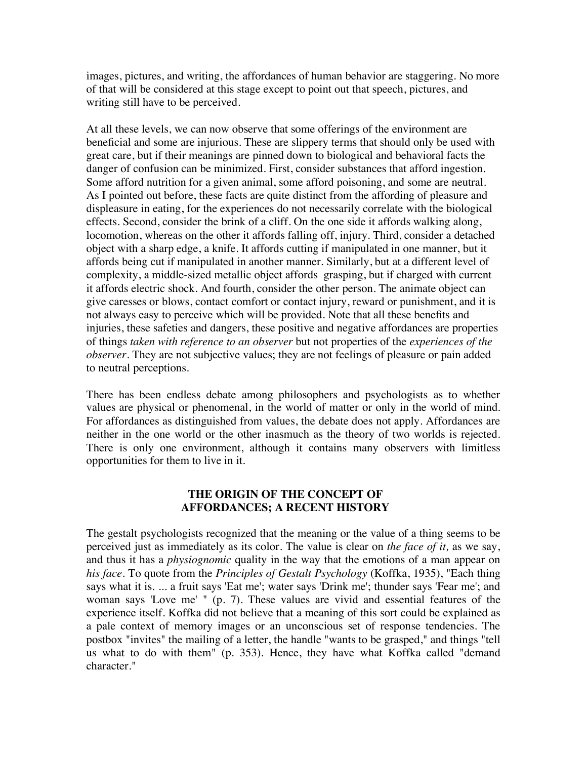images, pictures, and writing, the affordances of human behavior are staggering. No more of that will be considered at this stage except to point out that speech, pictures, and writing still have to be perceived.

At all these levels, we can now observe that some offerings of the environment are beneficial and some are injurious. These are slippery terms that should only be used with great care, but if their meanings are pinned down to biological and behavioral facts the danger of confusion can be minimized. First, consider substances that afford ingestion. Some afford nutrition for a given animal, some afford poisoning, and some are neutral. As I pointed out before, these facts are quite distinct from the affording of pleasure and displeasure in eating, for the experiences do not necessarily correlate with the biological effects. Second, consider the brink of a cliff. On the one side it affords walking along, locomotion, whereas on the other it affords falling off, injury. Third, consider a detached object with a sharp edge, a knife. It affords cutting if manipulated in one manner, but it affords being cut if manipulated in another manner. Similarly, but at a different level of complexity, a middle-sized metallic object affords grasping, but if charged with current it affords electric shock. And fourth, consider the other person. The animate object can give caresses or blows, contact comfort or contact injury, reward or punishment, and it is not always easy to perceive which will be provided. Note that all these benefits and injuries, these safeties and dangers, these positive and negative affordances are properties of things *taken with reference to an observer* but not properties of the *experiences of the observer*. They are not subjective values; they are not feelings of pleasure or pain added to neutral perceptions.

There has been endless debate among philosophers and psychologists as to whether values are physical or phenomenal, in the world of matter or only in the world of mind. For affordances as distinguished from values, the debate does not apply. Affordances are neither in the one world or the other inasmuch as the theory of two worlds is rejected. There is only one environment, although it contains many observers with limitless opportunities for them to live in it.

## THE ORIGIN OF THE CONCEPT OF AFFORDANCES; A RECENT HISTORY

The gestalt psychologists recognized that the meaning or the value of a thing seems to be perceived just as immediately as its color. The value is clear on *the face of it,* as we say, and thus it has a *physiognomic* quality in the way that the emotions of a man appear on *his face*. To quote from the *Principles of Gestalt Psychology* (Koffka, 1935), "Each thing says what it is. ... a fruit says 'Eat me'; water says 'Drink me'; thunder says 'Fear me'; and woman says 'Love me' " (p. 7). These values are vivid and essential features of the experience itself. Koffka did not believe that a meaning of this sort could be explained as a pale context of memory images or an unconscious set of response tendencies. The postbox "invites" the mailing of a letter, the handle "wants to be grasped," and things "tell us what to do with them" (p. 353). Hence, they have what Koffka called "demand character."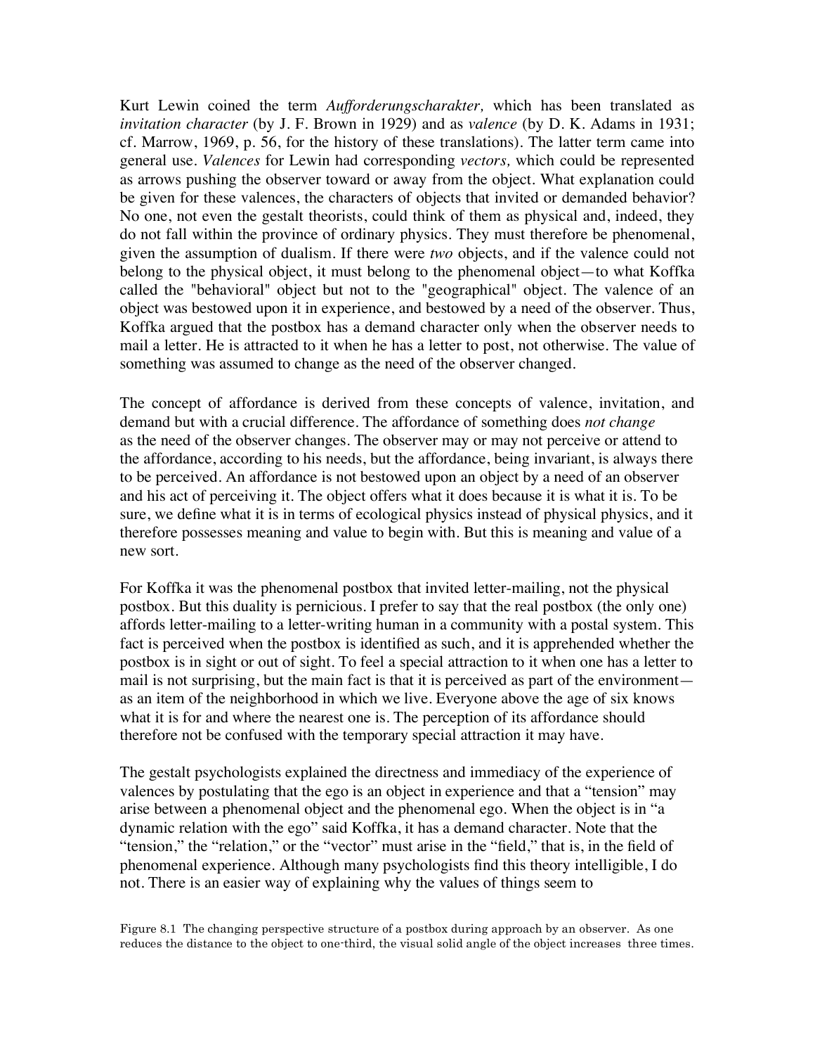Kurt Lewin coined the term *Aufforderungscharakter,* which has been translated as *invitation character* (by J. F. Brown in 1929) and as *valence* (by D. K. Adams in 1931; cf. Marrow, 1969, p. 56, for the history of these translations). The latter term came into general use. *Valences* for Lewin had corresponding *vectors,* which could be represented as arrows pushing the observer toward or away from the object. What explanation could be given for these valences, the characters of objects that invited or demanded behavior? No one, not even the gestalt theorists, could think of them as physical and, indeed, they do not fall within the province of ordinary physics. They must therefore be phenomenal, given the assumption of dualism. If there were *two* objects, and if the valence could not belong to the physical object, it must belong to the phenomenal object—to what Koffka called the "behavioral" object but not to the "geographical" object. The valence of an object was bestowed upon it in experience, and bestowed by a need of the observer. Thus, Koffka argued that the postbox has a demand character only when the observer needs to mail a letter. He is attracted to it when he has a letter to post, not otherwise. The value of something was assumed to change as the need of the observer changed.

The concept of affordance is derived from these concepts of valence, invitation, and demand but with a crucial difference. The affordance of something does *not change* as the need of the observer changes. The observer may or may not perceive or attend to the affordance, according to his needs, but the affordance, being invariant, is always there to be perceived. An affordance is not bestowed upon an object by a need of an observer and his act of perceiving it. The object offers what it does because it is what it is. To be sure, we define what it is in terms of ecological physics instead of physical physics, and it therefore possesses meaning and value to begin with. But this is meaning and value of a new sort.

For Koffka it was the phenomenal postbox that invited letter-mailing, not the physical postbox. But this duality is pernicious. I prefer to say that the real postbox (the only one) affords letter-mailing to a letter-writing human in a community with a postal system. This fact is perceived when the postbox is identified as such, and it is apprehended whether the postbox is in sight or out of sight. To feel a special attraction to it when one has a letter to mail is not surprising, but the main fact is that it is perceived as part of the environment—as an item of the neighborhood in which we live. Everyone above the age of six knows what it is for and where the nearest one is. The perception of its affordance should therefore not be confused with the temporary special attraction it may have.

The gestalt psychologists explained the directness and immediacy of the experience of valences by postulating that the ego is an object in experience and that a "tension" may arise between a phenomenal object and the phenomenal ego. When the object is in "a dynamic relation with the ego" said Koffka, it has a demand character. Note that the "tension," the "relation," or the "vector" must arise in the "field," that is, in the field of phenomenal experience. Although many psychologists find this theory intelligible, I do not. There is an easier way of explaining why the values of things seem to

Figure 8.1 The changing perspective structure of a postbox during approach by an observer. As one reduces the distance to the object to one-third, the visual solid angle of the object increases three times.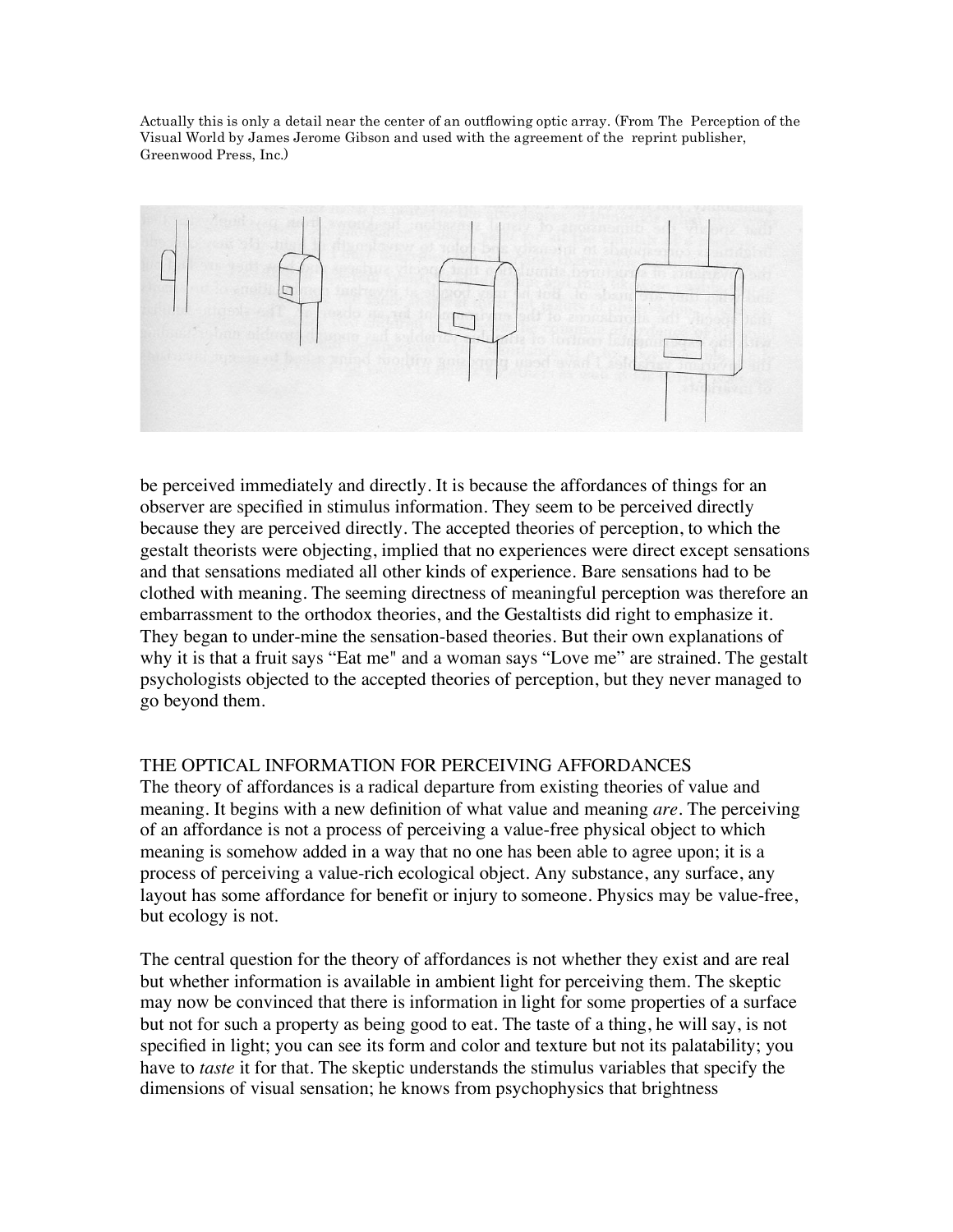Actually this is only a detail near the center of an outflowing optic array. (From The Perception of the Visual World by James Jerome Gibson and used with the agreement of the reprint publisher, Greenwood Press, Inc.)

be perceived immediately and directly. It is because the affordances of things for an observer are specified in stimulus information. They seem to be perceived directly because they are perceived directly. The accepted theories of perception, to which the gestalt theorists were objecting, implied that no experiences were direct except sensations and that sensations mediated all other kinds of experience. Bare sensations had to be clothed with meaning. The seeming directness of meaningful perception was therefore an embarrassment to the orthodox theories, and the Gestaltists did right to emphasize it. They began to under-mine the sensation-based theories. But their own explanations of why it is that a fruit says "Eat me" and a woman says "Love me" are strained. The gestalt psychologists objected to the accepted theories of perception, but they never managed to go beyond them.

## THE OPTICAL INFORMATION FOR PERCEIVING AFFORDANCES

The theory of affordances is a radical departure from existing theories of value and meaning. It begins with a new definition of what value and meaning *are*. The perceiving of an affordance is not a process of perceiving a value-free physical object to which meaning is somehow added in a way that no one has been able to agree upon; it is a process of perceiving a value-rich ecological object. Any substance, any surface, any layout has some affordance for benefit or injury to someone. Physics may be value-free, but ecology is not.

The central question for the theory of affordances is not whether they exist and are real but whether information is available in ambient light for perceiving them. The skeptic may now be convinced that there is information in light for some properties of a surface but not for such a property as being good to eat. The taste of a thing, he will say, is not specified in light; you can see its form and color and texture but not its palatability; you have to *taste* it for that. The skeptic understands the stimulus variables that specify the dimensions of visual sensation; he knows from psychophysics that brightness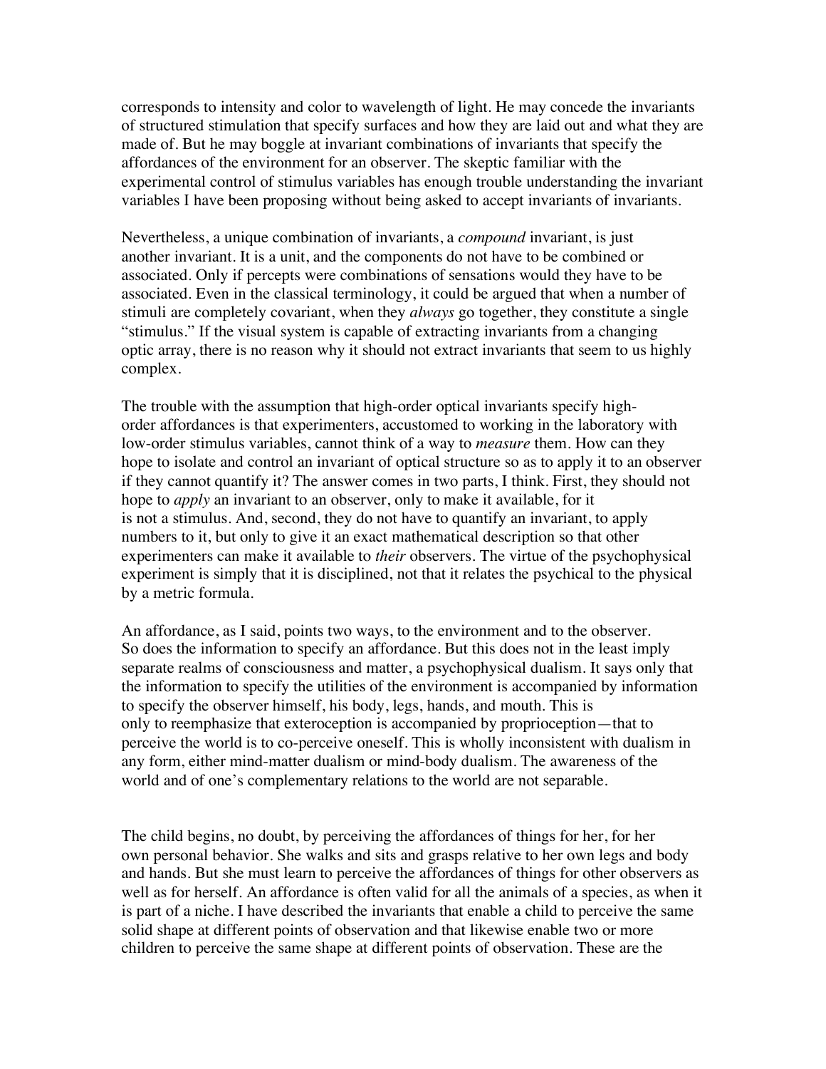corresponds to intensity and color to wavelength of light. He may concede the invariants of structured stimulation that specify surfaces and how they are laid out and what they are made of. But he may boggle at invariant combinations of invariants that specify the affordances of the environment for an observer. The skeptic familiar with the experimental control of stimulus variables has enough trouble understanding the invariant variables I have been proposing without being asked to accept invariants of invariants.

Nevertheless, a unique combination of invariants, a *compound* invariant, is just another invariant. It is a unit, and the components do not have to be combined or associated. Only if percepts were combinations of sensations would they have to be associated. Even in the classical terminology, it could be argued that when a number of stimuli are completely covariant, when they *always* go together, they constitute a single "stimulus." If the visual system is capable of extracting invariants from a changing optic array, there is no reason why it should not extract invariants that seem to us highly complex.

The trouble with the assumption that high-order optical invariants specify high-order affordances is that experimenters, accustomed to working in the laboratory with low-order stimulus variables, cannot think of a way to *measure* them. How can they hope to isolate and control an invariant of optical structure so as to apply it to an observer if they cannot quantify it? The answer comes in two parts, I think. First, they should not hope to *apply* an invariant to an observer, only to make it available, for it is not a stimulus. And, second, they do not have to quantify an invariant, to apply numbers to it, but only to give it an exact mathematical description so that other experimenters can make it available to *their* observers. The virtue of the psychophysical experiment is simply that it is disciplined, not that it relates the psychical to the physical by a metric formula.

An affordance, as I said, points two ways, to the environment and to the observer. So does the information to specify an affordance. But this does not in the least imply separate realms of consciousness and matter, a psychophysical dualism. It says only that the information to specify the utilities of the environment is accompanied by information to specify the observer himself, his body, legs, hands, and mouth. This is only to reemphasize that exteroception is accompanied by proprioception—that to perceive the world is to co-perceive oneself. This is wholly inconsistent with dualism in any form, either mind-matter dualism or mind-body dualism. The awareness of the world and of one's complementary relations to the world are not separable.

The child begins, no doubt, by perceiving the affordances of things for her, for her own personal behavior. She walks and sits and grasps relative to her own legs and body and hands. But she must learn to perceive the affordances of things for other observers as well as for herself. An affordance is often valid for all the animals of a species, as when it is part of a niche. I have described the invariants that enable a child to perceive the same solid shape at different points of observation and that likewise enable two or more children to perceive the same shape at different points of observation. These are the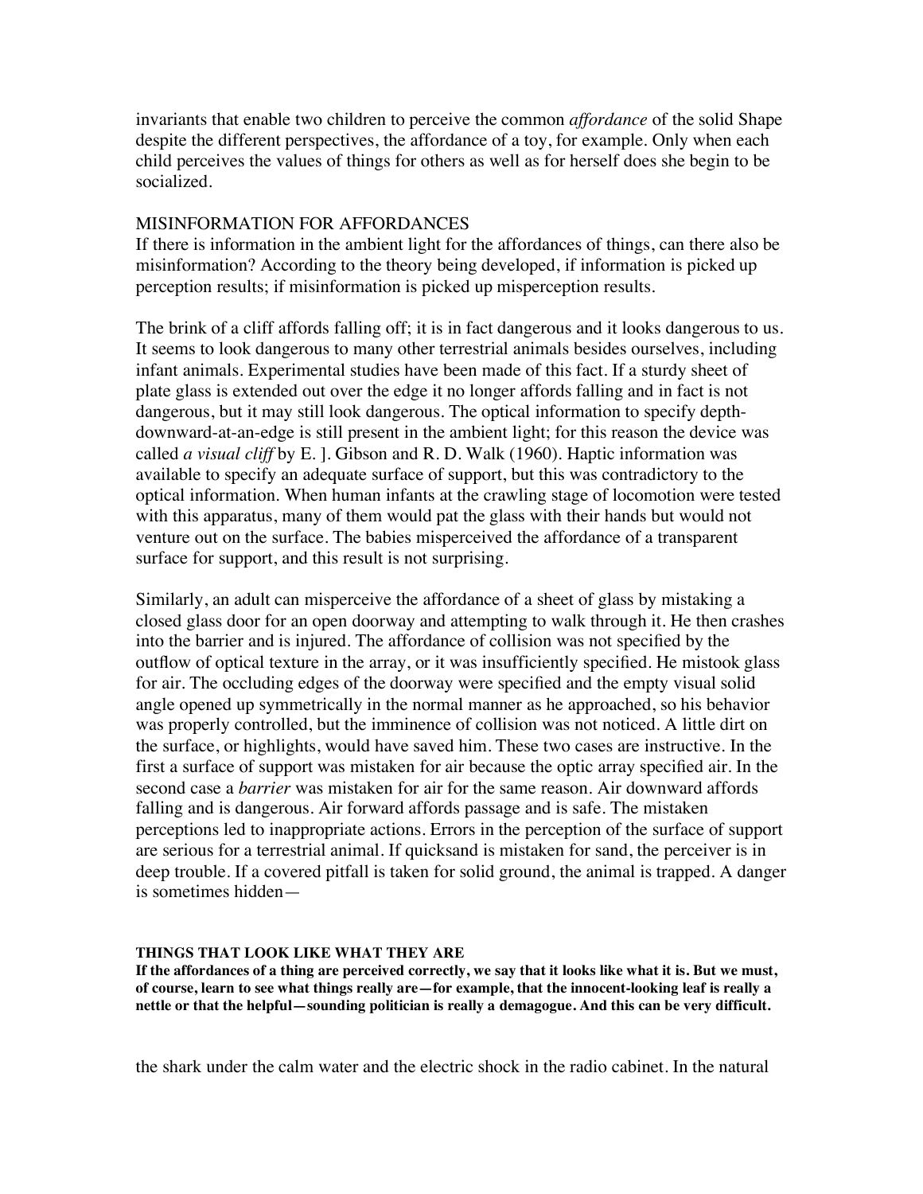invariants that enable two children to perceive the common *affordance* of the solid Shape despite the different perspectives, the affordance of a toy, for example. Only when each child perceives the values of things for others as well as for herself does she begin to be socialized.

## MISINFORMATION FOR AFFORDANCES

If there is information in the ambient light for the affordances of things, can there also be misinformation? According to the theory being developed, if information is picked up perception results; if misinformation is picked up misperception results.

The brink of a cliff affords falling off; it is in fact dangerous and it looks dangerous to us. It seems to look dangerous to many other terrestrial animals besides ourselves, including infant animals. Experimental studies have been made of this fact. If a sturdy sheet of plate glass is extended out over the edge it no longer affords falling and in fact is not dangerous, but it may still look dangerous. The optical information to specify depth-downward-at-an-edge is still present in the ambient light; for this reason the device was called *a visual cliff* by E. ]. Gibson and R. D. Walk (1960). Haptic information was available to specify an adequate surface of support, but this was contradictory to the optical information. When human infants at the crawling stage of locomotion were tested with this apparatus, many of them would pat the glass with their hands but would not venture out on the surface. The babies misperceived the affordance of a transparent surface for support, and this result is not surprising.

Similarly, an adult can misperceive the affordance of a sheet of glass by mistaking a closed glass door for an open doorway and attempting to walk through it. He then crashes into the barrier and is injured. The affordance of collision was not specified by the outflow of optical texture in the array, or it was insufficiently specified. He mistook glass for air. The occluding edges of the doorway were specified and the empty visual solid angle opened up symmetrically in the normal manner as he approached, so his behavior was properly controlled, but the imminence of collision was not noticed. A little dirt on the surface, or highlights, would have saved him. These two cases are instructive. In the first a surface of support was mistaken for air because the optic array specified air. In the second case a *barrier* was mistaken for air for the same reason. Air downward affords falling and is dangerous. Air forward affords passage and is safe. The mistaken perceptions led to inappropriate actions. Errors in the perception of the surface of support are serious for a terrestrial animal. If quicksand is mistaken for sand, the perceiver is in deep trouble. If a covered pitfall is taken for solid ground, the animal is trapped. A danger is sometimes hidden—

**THINGS THAT LOOK LIKE WHAT THEY ARE**
**If the affordances of a thing are perceived correctly, we say that it looks like what it is. But we must, of course, learn to see what things really are—for example, that the innocent-looking leaf is really a nettle or that the helpful—sounding politician is really a demagogue. And this can be very difficult.**

the shark under the calm water and the electric shock in the radio cabinet. In the natural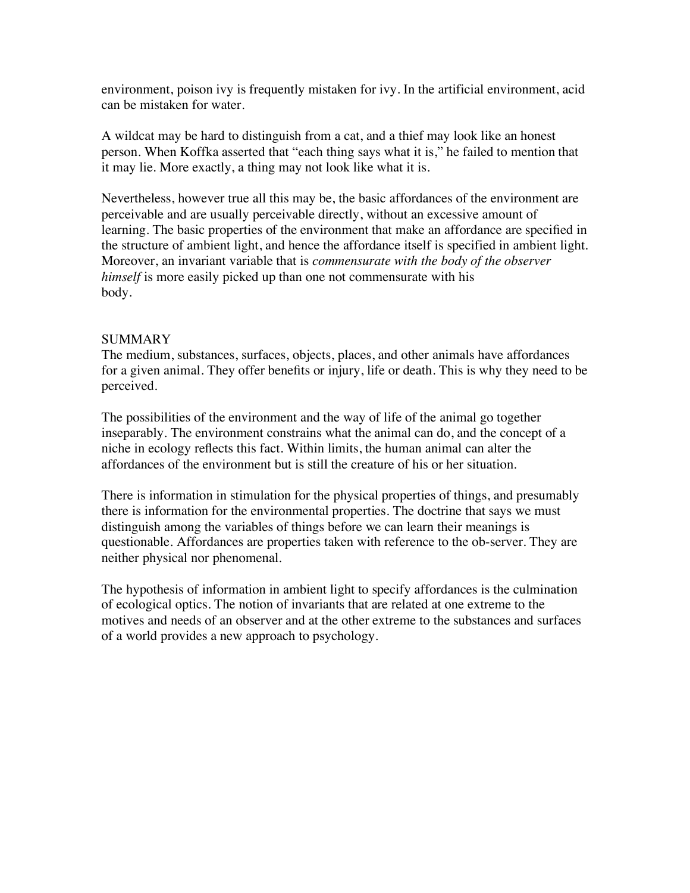environment, poison ivy is frequently mistaken for ivy. In the artificial environment, acid can be mistaken for water.

A wildcat may be hard to distinguish from a cat, and a thief may look like an honest person. When Koffka asserted that "each thing says what it is," he failed to mention that it may lie. More exactly, a thing may not look like what it is.

Nevertheless, however true all this may be, the basic affordances of the environment are perceivable and are usually perceivable directly, without an excessive amount of learning. The basic properties of the environment that make an affordance are specified in the structure of ambient light, and hence the affordance itself is specified in ambient light. Moreover, an invariant variable that is *commensurate with the body of the observer himself* is more easily picked up than one not commensurate with his body.

## SUMMARY

The medium, substances, surfaces, objects, places, and other animals have affordances for a given animal. They offer benefits or injury, life or death. This is why they need to be perceived.

The possibilities of the environment and the way of life of the animal go together inseparably. The environment constrains what the animal can do, and the concept of a niche in ecology reflects this fact. Within limits, the human animal can alter the affordances of the environment but is still the creature of his or her situation.

There is information in stimulation for the physical properties of things, and presumably there is information for the environmental properties. The doctrine that says we must distinguish among the variables of things before we can learn their meanings is questionable. Affordances are properties taken with reference to the ob-server. They are neither physical nor phenomenal.

The hypothesis of information in ambient light to specify affordances is the culmination of ecological optics. The notion of invariants that are related at one extreme to the motives and needs of an observer and at the other extreme to the substances and surfaces of a world provides a new approach to psychology.